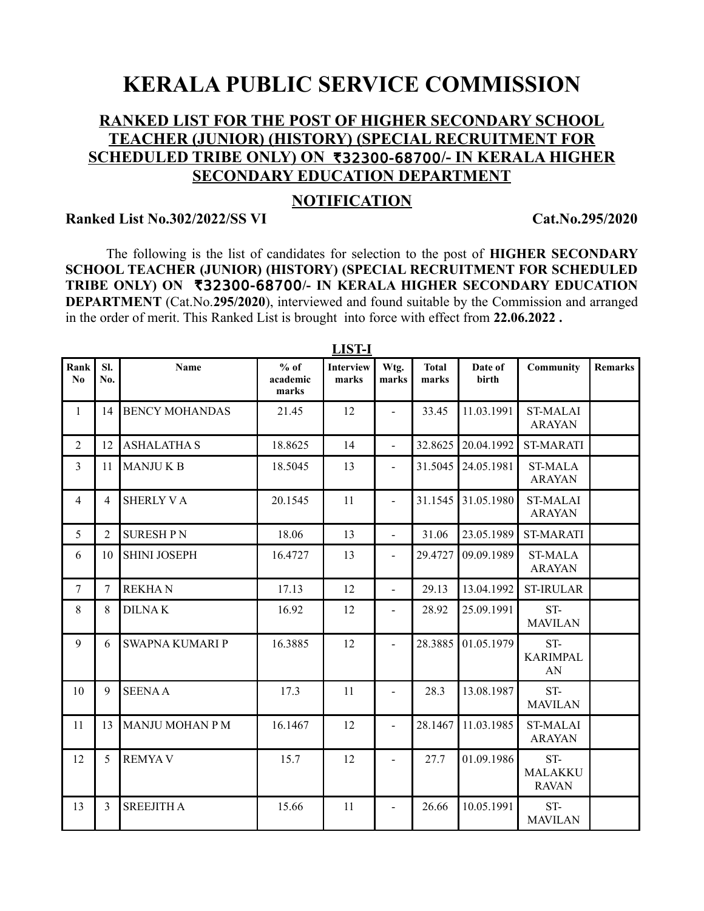# KERALA PUBLIC SERVICE COMMISSION

## RANKED LIST FOR THE POST OF HIGHER SECONDARY SCHOOL TEACHER (JUNIOR) (HISTORY) (SPECIAL RECRUITMENT FOR SCHEDULED TRIBE ONLY) ON ₹32300-68700/- IN KERALA HIGHER SECONDARY EDUCATION DEPARTMENT

## NOTIFICATION

**Ranked List No.302/2022/SS VI** **Cat.No.295/2020**

The following is the list of candidates for selection to the post of **HIGHER SECONDARY SCHOOL TEACHER (JUNIOR) (HISTORY) (SPECIAL RECRUITMENT FOR SCHEDULED TRIBE ONLY) ON ₹32300-68700/- IN KERALA HIGHER SECONDARY EDUCATION DEPARTMENT** (Cat.No.**295/2020**), interviewed and found suitable by the Commission and arranged in the order of merit. This Ranked List is brought into force with effect from **22.06.2022 .**

**LIST-I**

| Rank No | Sl. No. | Name | % of academic marks | Interview marks | Wtg. marks | Total marks | Date of birth | Community | Remarks |
|---|---|---|---|---|---|---|---|---|---|
| 1 | 14 | BENCY MOHANDAS | 21.45 | 12 | - | 33.45 | 11.03.1991 | ST-MALAI ARAYAN | |
| 2 | 12 | ASHALATHA S | 18.8625 | 14 | - | 32.8625 | 20.04.1992 | ST-MARATI | |
| 3 | 11 | MANJU K B | 18.5045 | 13 | - | 31.5045 | 24.05.1981 | ST-MALA ARAYAN | |
| 4 | 4 | SHERLY V A | 20.1545 | 11 | - | 31.1545 | 31.05.1980 | ST-MALAI ARAYAN | |
| 5 | 2 | SURESH P N | 18.06 | 13 | - | 31.06 | 23.05.1989 | ST-MARATI | |
| 6 | 10 | SHINI JOSEPH | 16.4727 | 13 | - | 29.4727 | 09.09.1989 | ST-MALA ARAYAN | |
| 7 | 7 | REKHA N | 17.13 | 12 | - | 29.13 | 13.04.1992 | ST-IRULAR | |
| 8 | 8 | DILNA K | 16.92 | 12 | - | 28.92 | 25.09.1991 | ST-MAVILAN | |
| 9 | 6 | SWAPNA KUMARI P | 16.3885 | 12 | - | 28.3885 | 01.05.1979 | ST-KARIMPALAN | |
| 10 | 9 | SEENA A | 17.3 | 11 | - | 28.3 | 13.08.1987 | ST-MAVILAN | |
| 11 | 13 | MANJU MOHAN P M | 16.1467 | 12 | - | 28.1467 | 11.03.1985 | ST-MALAI ARAYAN | |
| 12 | 5 | REMYA V | 15.7 | 12 | - | 27.7 | 01.09.1986 | ST-MALAKKURAVAN | |
| 13 | 3 | SREEJITH A | 15.66 | 11 | - | 26.66 | 10.05.1991 | ST-MAVILAN | |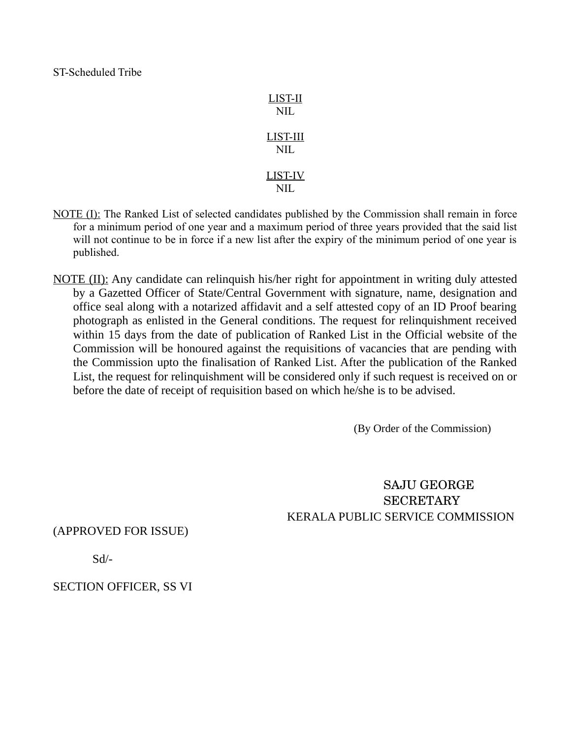ST-Scheduled Tribe

LIST-II
NIL

LIST-III
NIL

LIST-IV
NIL

NOTE (I): The Ranked List of selected candidates published by the Commission shall remain in force for a minimum period of one year and a maximum period of three years provided that the said list will not continue to be in force if a new list after the expiry of the minimum period of one year is published.

NOTE (II): Any candidate can relinquish his/her right for appointment in writing duly attested by a Gazetted Officer of State/Central Government with signature, name, designation and office seal along with a notarized affidavit and a self attested copy of an ID Proof bearing photograph as enlisted in the General conditions. The request for relinquishment received within 15 days from the date of publication of Ranked List in the Official website of the Commission will be honoured against the requisitions of vacancies that are pending with the Commission upto the finalisation of Ranked List. After the publication of the Ranked List, the request for relinquishment will be considered only if such request is received on or before the date of receipt of requisition based on which he/she is to be advised.

(By Order of the Commission)

SAJU GEORGE
SECRETARY
KERALA PUBLIC SERVICE COMMISSION

(APPROVED FOR ISSUE)

Sd/-

SECTION OFFICER, SS VI